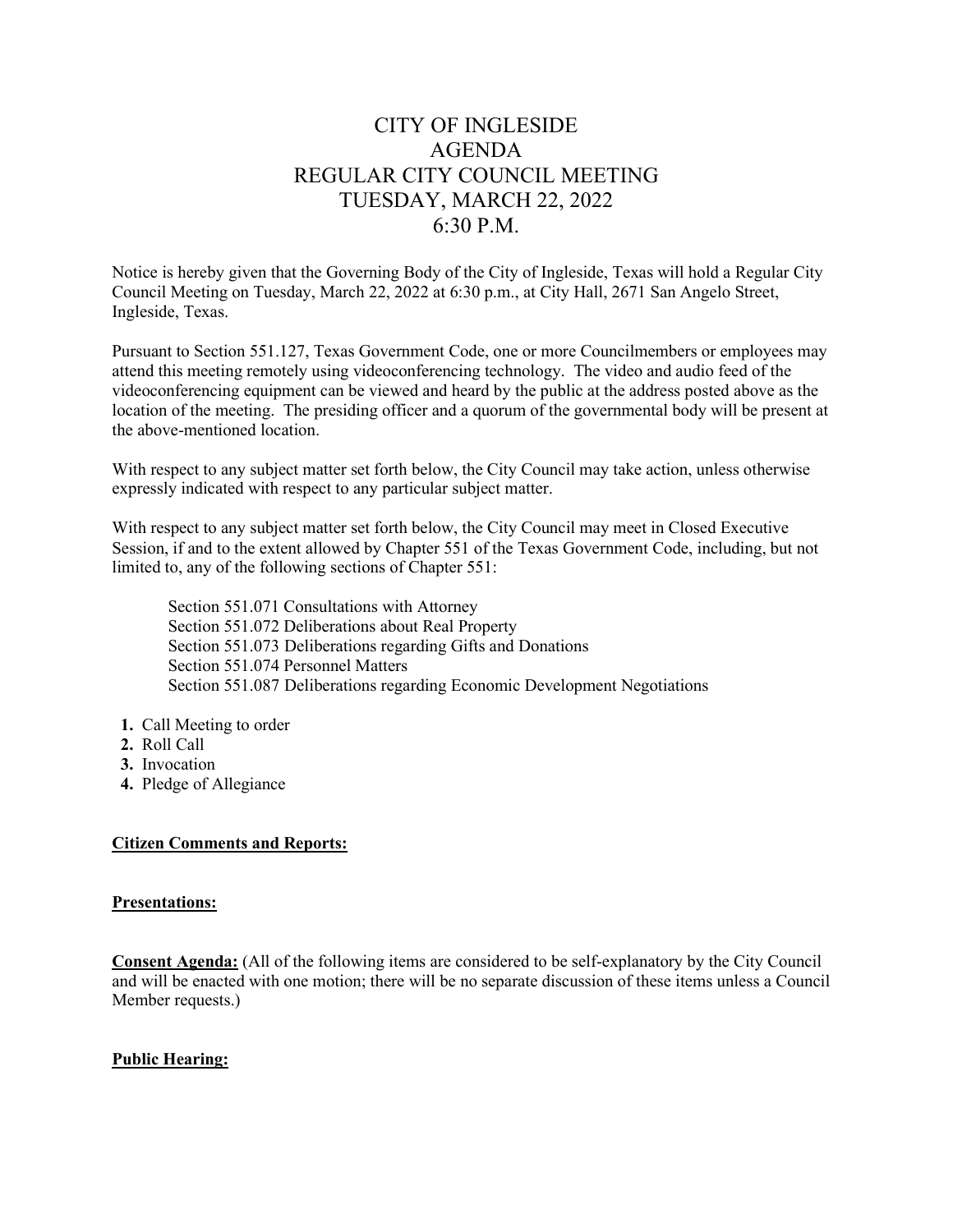# CITY OF INGLESIDE
# AGENDA
# REGULAR CITY COUNCIL MEETING
# TUESDAY, MARCH 22, 2022
# 6:30 P.M.

Notice is hereby given that the Governing Body of the City of Ingleside, Texas will hold a Regular City Council Meeting on Tuesday, March 22, 2022 at 6:30 p.m., at City Hall, 2671 San Angelo Street, Ingleside, Texas.

Pursuant to Section 551.127, Texas Government Code, one or more Councilmembers or employees may attend this meeting remotely using videoconferencing technology. The video and audio feed of the videoconferencing equipment can be viewed and heard by the public at the address posted above as the location of the meeting. The presiding officer and a quorum of the governmental body will be present at the above-mentioned location.

With respect to any subject matter set forth below, the City Council may take action, unless otherwise expressly indicated with respect to any particular subject matter.

With respect to any subject matter set forth below, the City Council may meet in Closed Executive Session, if and to the extent allowed by Chapter 551 of the Texas Government Code, including, but not limited to, any of the following sections of Chapter 551:

Section 551.071 Consultations with Attorney
Section 551.072 Deliberations about Real Property
Section 551.073 Deliberations regarding Gifts and Donations
Section 551.074 Personnel Matters
Section 551.087 Deliberations regarding Economic Development Negotiations

1. Call Meeting to order
2. Roll Call
3. Invocation
4. Pledge of Allegiance

**Citizen Comments and Reports:**

**Presentations:**

**Consent Agenda:** (All of the following items are considered to be self-explanatory by the City Council and will be enacted with one motion; there will be no separate discussion of these items unless a Council Member requests.)

**Public Hearing:**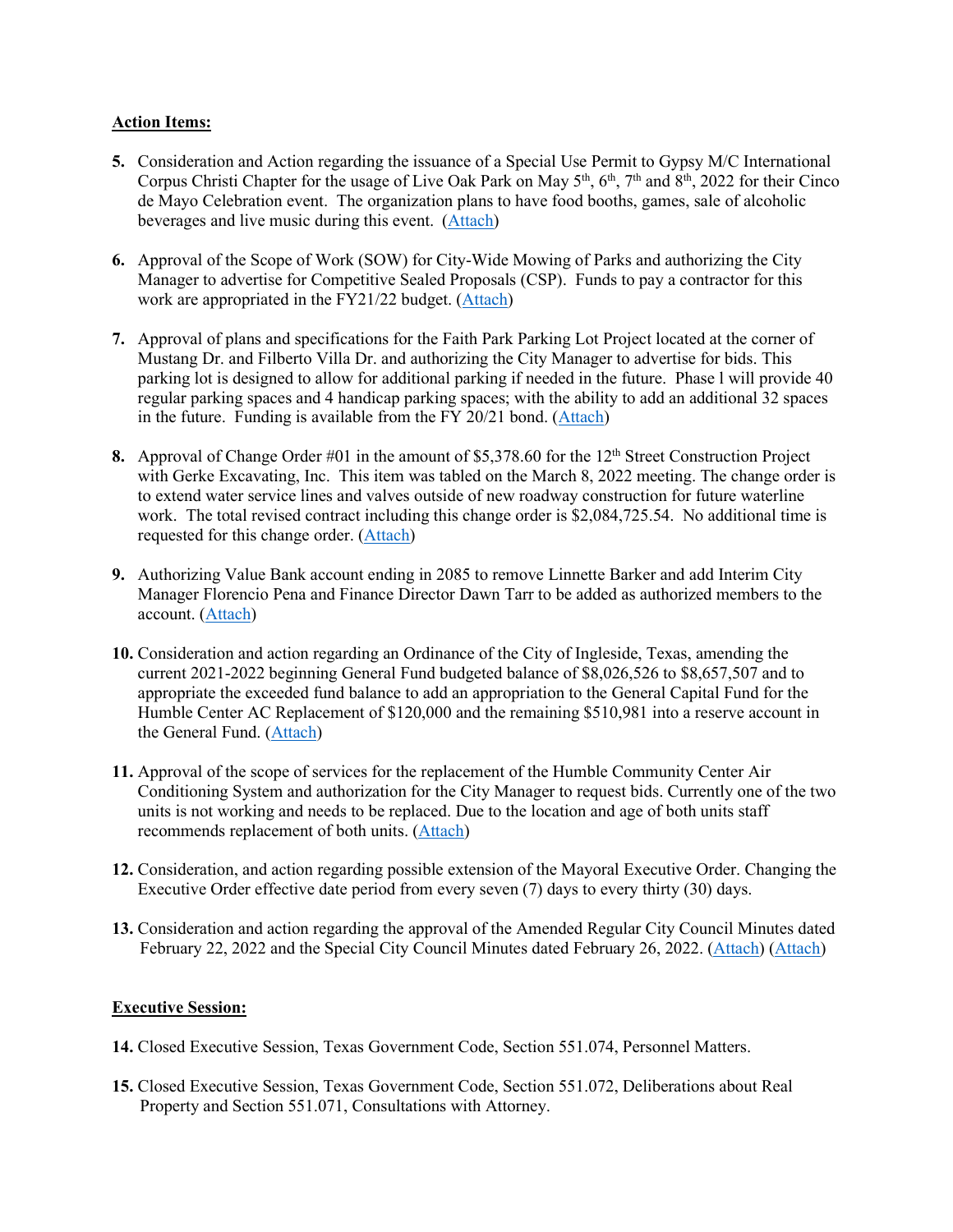**Action Items:**

**5.** Consideration and Action regarding the issuance of a Special Use Permit to Gypsy M/C International Corpus Christi Chapter for the usage of Live Oak Park on May 5th, 6th, 7th and 8th, 2022 for their Cinco de Mayo Celebration event. The organization plans to have food booths, games, sale of alcoholic beverages and live music during this event. (Attach)

**6.** Approval of the Scope of Work (SOW) for City-Wide Mowing of Parks and authorizing the City Manager to advertise for Competitive Sealed Proposals (CSP). Funds to pay a contractor for this work are appropriated in the FY21/22 budget. (Attach)

**7.** Approval of plans and specifications for the Faith Park Parking Lot Project located at the corner of Mustang Dr. and Filberto Villa Dr. and authorizing the City Manager to advertise for bids. This parking lot is designed to allow for additional parking if needed in the future. Phase l will provide 40 regular parking spaces and 4 handicap parking spaces; with the ability to add an additional 32 spaces in the future. Funding is available from the FY 20/21 bond. (Attach)

**8.** Approval of Change Order #01 in the amount of $5,378.60 for the 12th Street Construction Project with Gerke Excavating, Inc. This item was tabled on the March 8, 2022 meeting. The change order is to extend water service lines and valves outside of new roadway construction for future waterline work. The total revised contract including this change order is $2,084,725.54. No additional time is requested for this change order. (Attach)

**9.** Authorizing Value Bank account ending in 2085 to remove Linnette Barker and add Interim City Manager Florencio Pena and Finance Director Dawn Tarr to be added as authorized members to the account. (Attach)

**10.** Consideration and action regarding an Ordinance of the City of Ingleside, Texas, amending the current 2021-2022 beginning General Fund budgeted balance of $8,026,526 to $8,657,507 and to appropriate the exceeded fund balance to add an appropriation to the General Capital Fund for the Humble Center AC Replacement of $120,000 and the remaining $510,981 into a reserve account in the General Fund. (Attach)

**11.** Approval of the scope of services for the replacement of the Humble Community Center Air Conditioning System and authorization for the City Manager to request bids. Currently one of the two units is not working and needs to be replaced. Due to the location and age of both units staff recommends replacement of both units. (Attach)

**12.** Consideration, and action regarding possible extension of the Mayoral Executive Order. Changing the Executive Order effective date period from every seven (7) days to every thirty (30) days.

**13.** Consideration and action regarding the approval of the Amended Regular City Council Minutes dated February 22, 2022 and the Special City Council Minutes dated February 26, 2022. (Attach) (Attach)

**Executive Session:**

**14.** Closed Executive Session, Texas Government Code, Section 551.074, Personnel Matters.

**15.** Closed Executive Session, Texas Government Code, Section 551.072, Deliberations about Real Property and Section 551.071, Consultations with Attorney.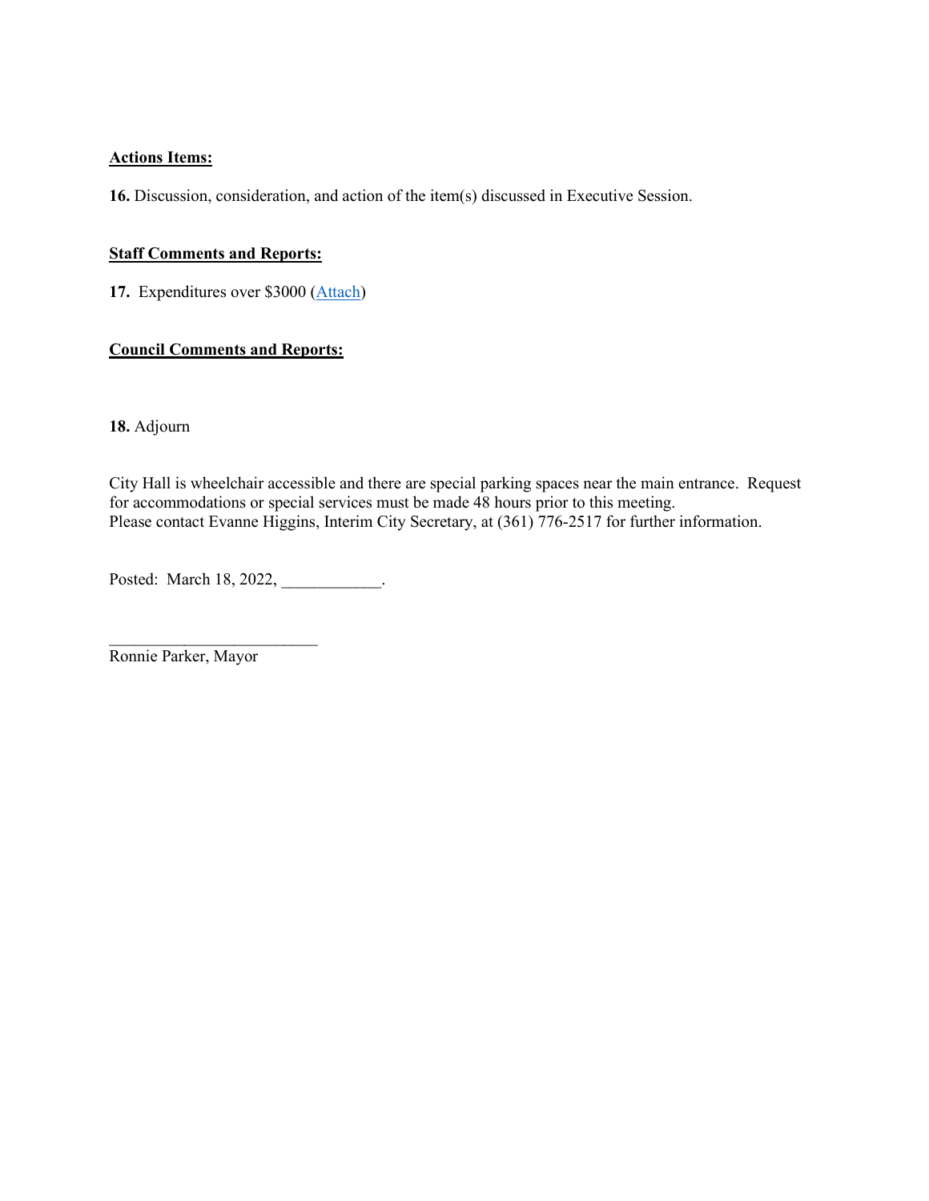**Actions Items:**

**16.** Discussion, consideration, and action of the item(s) discussed in Executive Session.

**Staff Comments and Reports:**

**17.** Expenditures over $3000 (Attach)

**Council Comments and Reports:**

**18.** Adjourn

City Hall is wheelchair accessible and there are special parking spaces near the main entrance. Request for accommodations or special services must be made 48 hours prior to this meeting.
Please contact Evanne Higgins, Interim City Secretary, at (361) 776-2517 for further information.

Posted: March 18, 2022, ____________.

_________________________
Ronnie Parker, Mayor